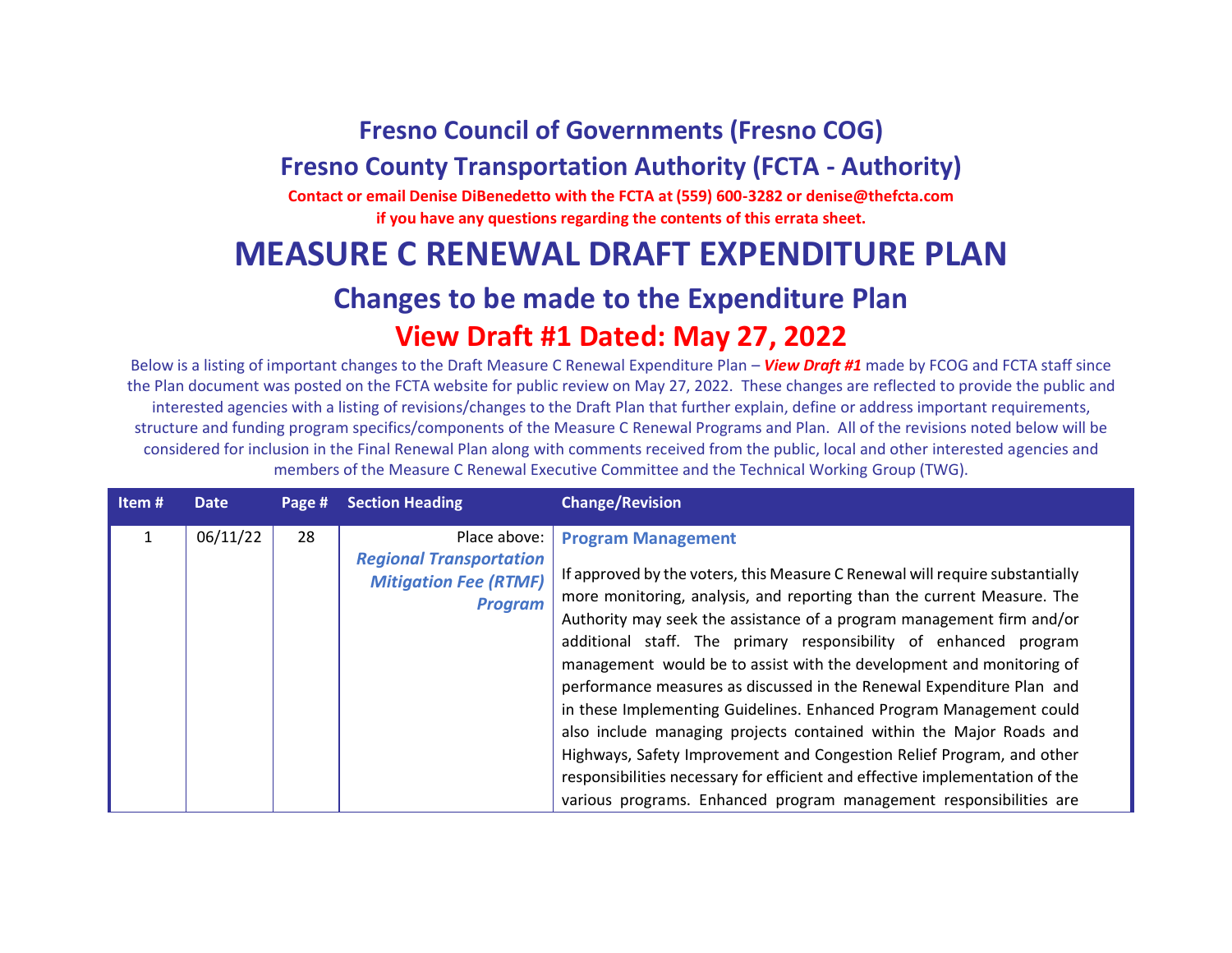# Fresno Council of Governments (Fresno COG)

## Fresno County Transportation Authority (FCTA - Authority)

**Contact or email Denise DiBenedetto with the FCTA at (559) 600-3282 or denise@thefcta.com if you have any questions regarding the contents of this errata sheet.**

# MEASURE C RENEWAL DRAFT EXPENDITURE PLAN

## Changes to be made to the Expenditure Plan

## View Draft #1 Dated: May 27, 2022

Below is a listing of important changes to the Draft Measure C Renewal Expenditure Plan – ***View Draft #1*** made by FCOG and FCTA staff since the Plan document was posted on the FCTA website for public review on May 27, 2022. These changes are reflected to provide the public and interested agencies with a listing of revisions/changes to the Draft Plan that further explain, define or address important requirements, structure and funding program specifics/components of the Measure C Renewal Programs and Plan. All of the revisions noted below will be considered for inclusion in the Final Renewal Plan along with comments received from the public, local and other interested agencies and members of the Measure C Renewal Executive Committee and the Technical Working Group (TWG).

| Item # | Date | Page # | Section Heading | Change/Revision |
|---|---|---|---|---|
| 1 | 06/11/22 | 28 | Place above: ***Regional Transportation Mitigation Fee (RTMF) Program*** | **Program Management**<br><br>If approved by the voters, this Measure C Renewal will require substantially more monitoring, analysis, and reporting than the current Measure. The Authority may seek the assistance of a program management firm and/or additional staff. The primary responsibility of enhanced program management would be to assist with the development and monitoring of performance measures as discussed in the Renewal Expenditure Plan and in these Implementing Guidelines. Enhanced Program Management could also include managing projects contained within the Major Roads and Highways, Safety Improvement and Congestion Relief Program, and other responsibilities necessary for efficient and effective implementation of the various programs. Enhanced program management responsibilities are |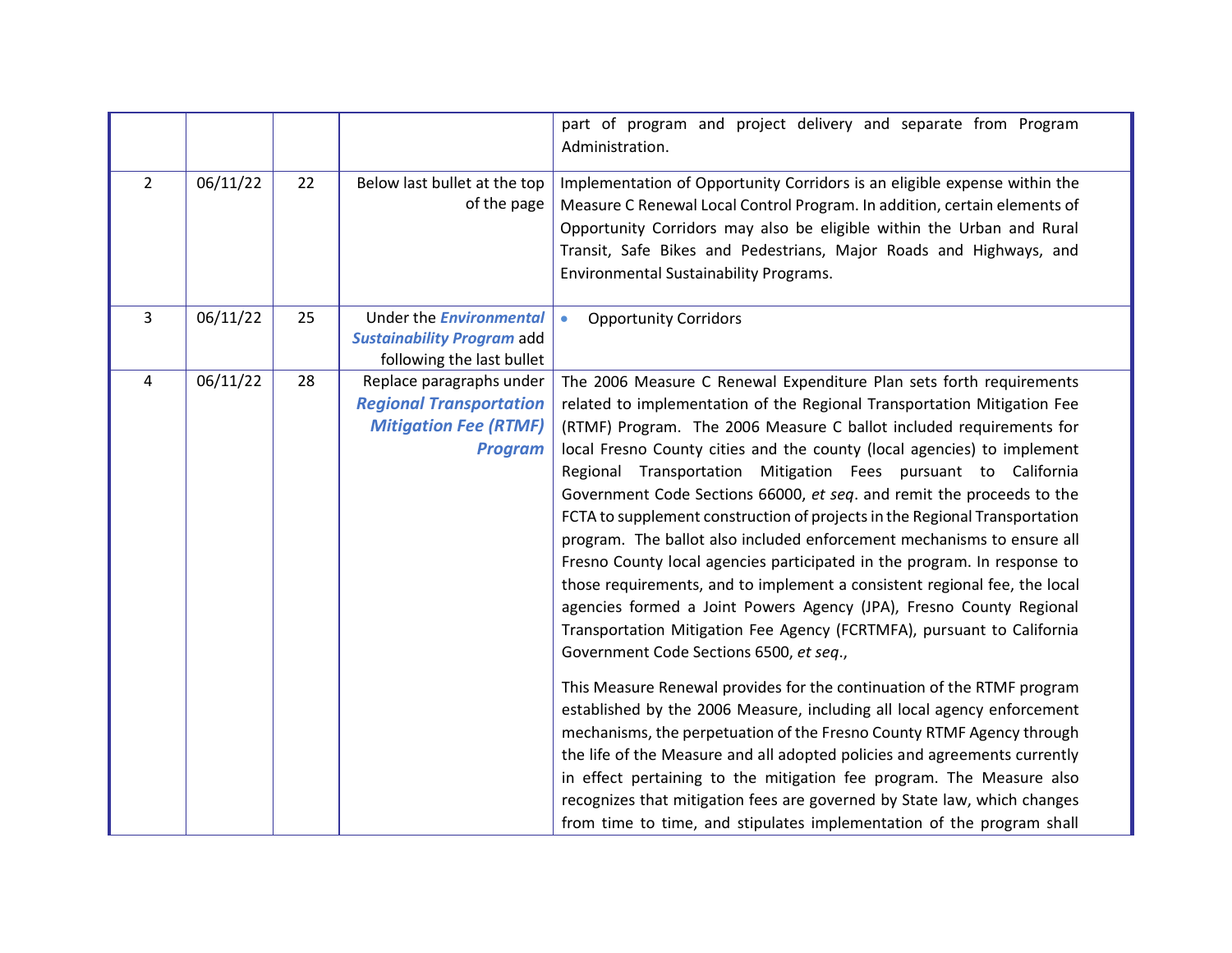| | | | | |
|---|---|---|---|---|
| | | | | part of program and project delivery and separate from Program Administration. |
| 2 | 06/11/22 | 22 | Below last bullet at the top of the page | Implementation of Opportunity Corridors is an eligible expense within the Measure C Renewal Local Control Program. In addition, certain elements of Opportunity Corridors may also be eligible within the Urban and Rural Transit, Safe Bikes and Pedestrians, Major Roads and Highways, and Environmental Sustainability Programs. |
| 3 | 06/11/22 | 25 | Under the ***Environmental Sustainability Program*** add following the last bullet | • Opportunity Corridors |
| 4 | 06/11/22 | 28 | Replace paragraphs under ***Regional Transportation Mitigation Fee (RTMF) Program*** | The 2006 Measure C Renewal Expenditure Plan sets forth requirements related to implementation of the Regional Transportation Mitigation Fee (RTMF) Program. The 2006 Measure C ballot included requirements for local Fresno County cities and the county (local agencies) to implement Regional Transportation Mitigation Fees pursuant to California Government Code Sections 66000, *et seq*. and remit the proceeds to the FCTA to supplement construction of projects in the Regional Transportation program. The ballot also included enforcement mechanisms to ensure all Fresno County local agencies participated in the program. In response to those requirements, and to implement a consistent regional fee, the local agencies formed a Joint Powers Agency (JPA), Fresno County Regional Transportation Mitigation Fee Agency (FCRTMFA), pursuant to California Government Code Sections 6500, *et seq*.,<br><br>This Measure Renewal provides for the continuation of the RTMF program established by the 2006 Measure, including all local agency enforcement mechanisms, the perpetuation of the Fresno County RTMF Agency through the life of the Measure and all adopted policies and agreements currently in effect pertaining to the mitigation fee program. The Measure also recognizes that mitigation fees are governed by State law, which changes from time to time, and stipulates implementation of the program shall |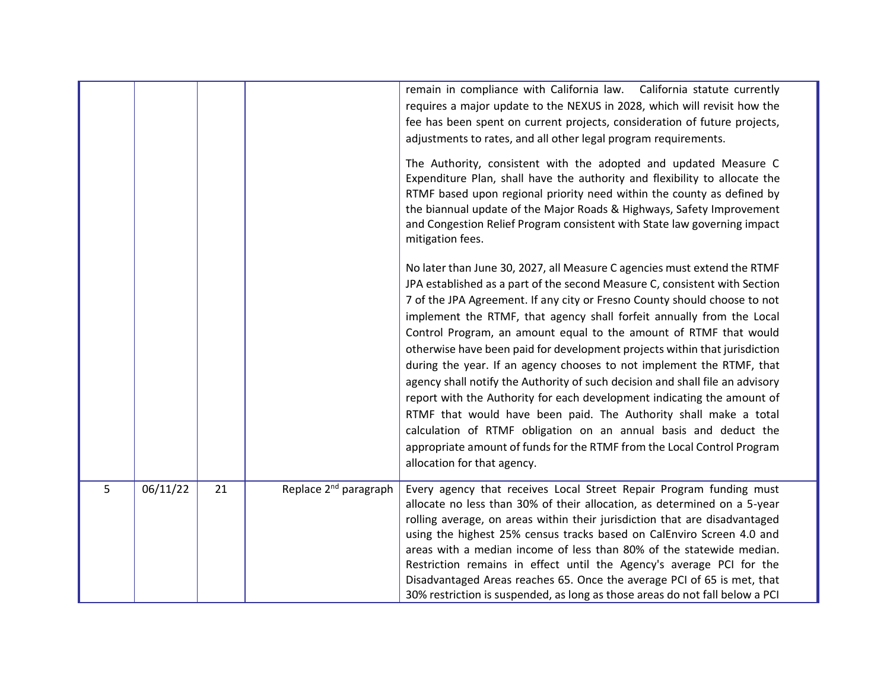| | | | | |
|---|---|---|---|---|
| | | | | remain in compliance with California law. California statute currently requires a major update to the NEXUS in 2028, which will revisit how the fee has been spent on current projects, consideration of future projects, adjustments to rates, and all other legal program requirements.<br><br>The Authority, consistent with the adopted and updated Measure C Expenditure Plan, shall have the authority and flexibility to allocate the RTMF based upon regional priority need within the county as defined by the biannual update of the Major Roads & Highways, Safety Improvement and Congestion Relief Program consistent with State law governing impact mitigation fees.<br><br>No later than June 30, 2027, all Measure C agencies must extend the RTMF JPA established as a part of the second Measure C, consistent with Section 7 of the JPA Agreement. If any city or Fresno County should choose to not implement the RTMF, that agency shall forfeit annually from the Local Control Program, an amount equal to the amount of RTMF that would otherwise have been paid for development projects within that jurisdiction during the year. If an agency chooses to not implement the RTMF, that agency shall notify the Authority of such decision and shall file an advisory report with the Authority for each development indicating the amount of RTMF that would have been paid. The Authority shall make a total calculation of RTMF obligation on an annual basis and deduct the appropriate amount of funds for the RTMF from the Local Control Program allocation for that agency. |
| 5 | 06/11/22 | 21 | Replace 2nd paragraph | Every agency that receives Local Street Repair Program funding must allocate no less than 30% of their allocation, as determined on a 5-year rolling average, on areas within their jurisdiction that are disadvantaged using the highest 25% census tracks based on CalEnviro Screen 4.0 and areas with a median income of less than 80% of the statewide median. Restriction remains in effect until the Agency's average PCI for the Disadvantaged Areas reaches 65. Once the average PCI of 65 is met, that 30% restriction is suspended, as long as those areas do not fall below a PCI |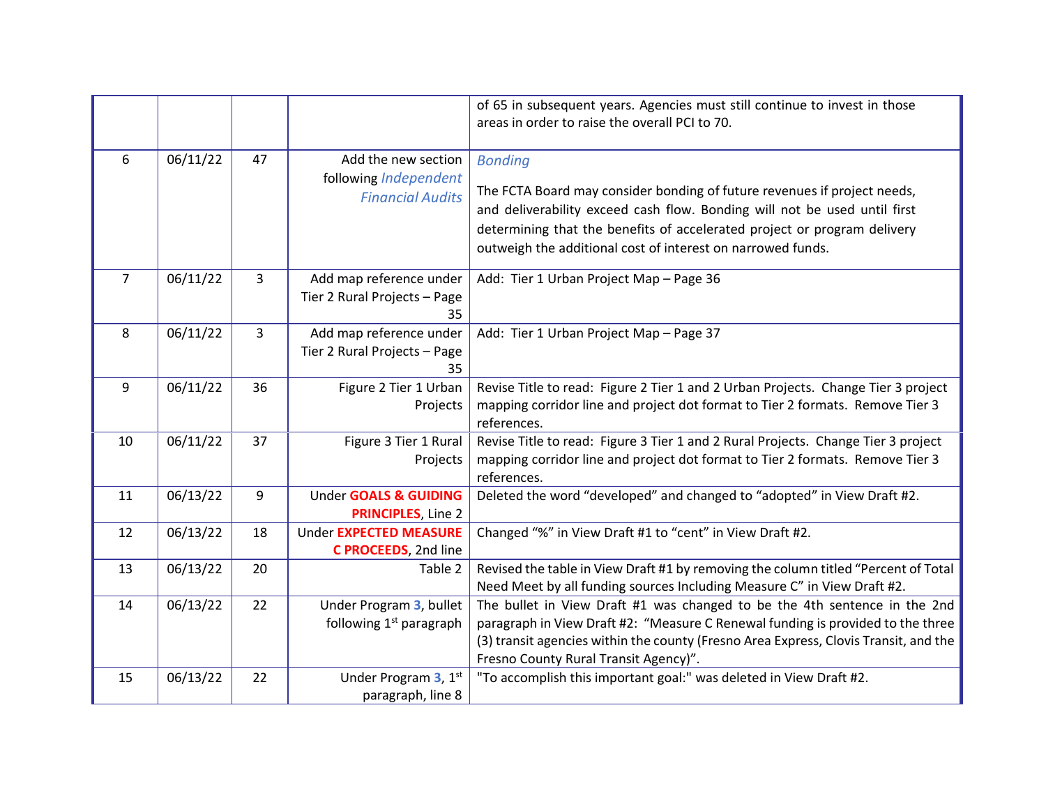| | | | | of 65 in subsequent years. Agencies must still continue to invest in those areas in order to raise the overall PCI to 70. |
|---|---|---|---|---|
| 6 | 06/11/22 | 47 | Add the new section following *Independent Financial Audits* | *Bonding*<br><br>The FCTA Board may consider bonding of future revenues if project needs, and deliverability exceed cash flow. Bonding will not be used until first determining that the benefits of accelerated project or program delivery outweigh the additional cost of interest on narrowed funds. |
| 7 | 06/11/22 | 3 | Add map reference under Tier 2 Rural Projects – Page 35 | Add: Tier 1 Urban Project Map – Page 36 |
| 8 | 06/11/22 | 3 | Add map reference under Tier 2 Rural Projects – Page 35 | Add: Tier 1 Urban Project Map – Page 37 |
| 9 | 06/11/22 | 36 | Figure 2 Tier 1 Urban Projects | Revise Title to read: Figure 2 Tier 1 and 2 Urban Projects. Change Tier 3 project mapping corridor line and project dot format to Tier 2 formats. Remove Tier 3 references. |
| 10 | 06/11/22 | 37 | Figure 3 Tier 1 Rural Projects | Revise Title to read: Figure 3 Tier 1 and 2 Rural Projects. Change Tier 3 project mapping corridor line and project dot format to Tier 2 formats. Remove Tier 3 references. |
| 11 | 06/13/22 | 9 | Under **GOALS & GUIDING PRINCIPLES**, Line 2 | Deleted the word "developed" and changed to "adopted" in View Draft #2. |
| 12 | 06/13/22 | 18 | Under **EXPECTED MEASURE C PROCEEDS**, 2nd line | Changed "%" in View Draft #1 to "cent" in View Draft #2. |
| 13 | 06/13/22 | 20 | Table 2 | Revised the table in View Draft #1 by removing the column titled "Percent of Total Need Meet by all funding sources Including Measure C" in View Draft #2. |
| 14 | 06/13/22 | 22 | Under Program **3**, bullet following 1st paragraph | The bullet in View Draft #1 was changed to be the 4th sentence in the 2nd paragraph in View Draft #2: "Measure C Renewal funding is provided to the three (3) transit agencies within the county (Fresno Area Express, Clovis Transit, and the Fresno County Rural Transit Agency)". |
| 15 | 06/13/22 | 22 | Under Program **3**, 1st paragraph, line 8 | "To accomplish this important goal:" was deleted in View Draft #2. |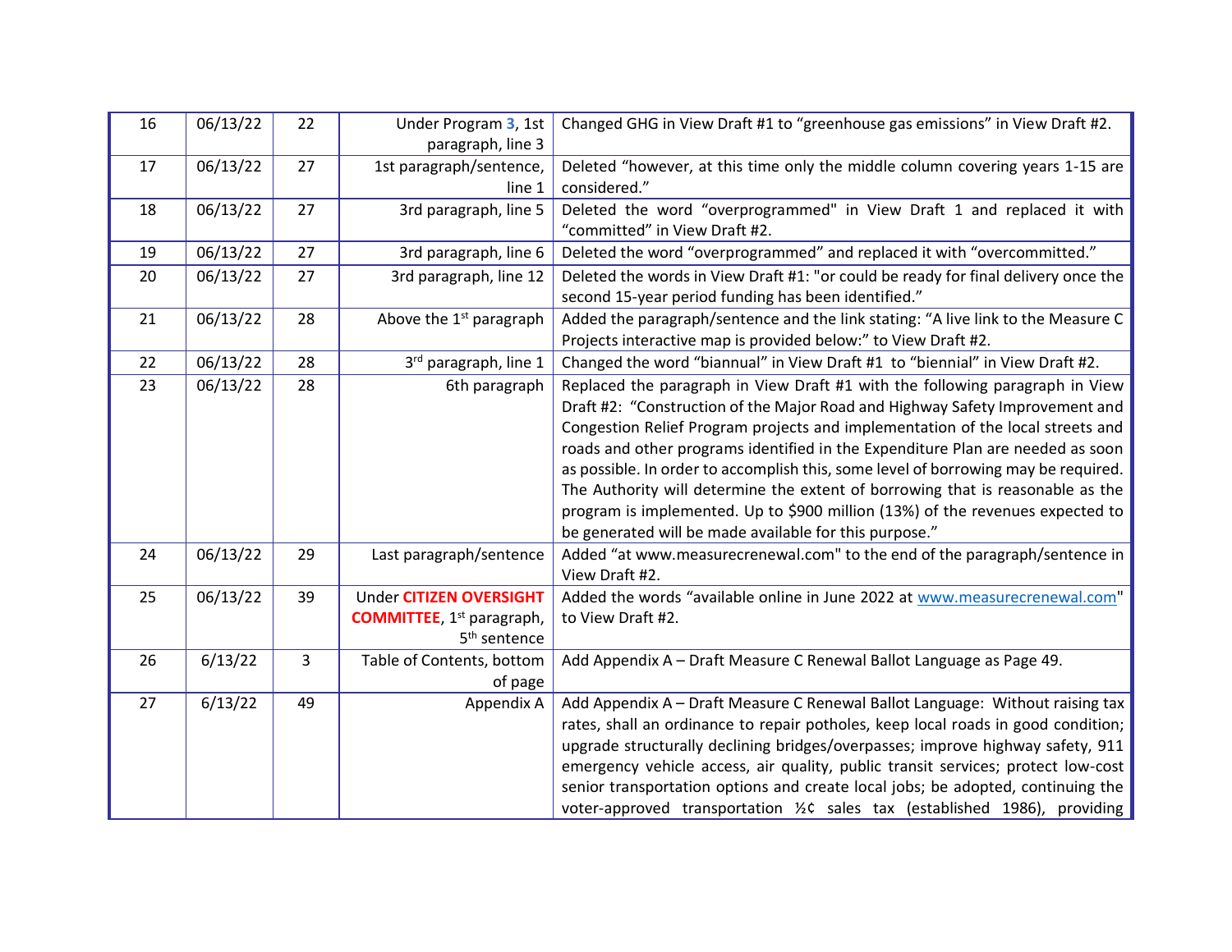| 16 | 06/13/22 | 22 | Under Program **3**, 1st paragraph, line 3 | Changed GHG in View Draft #1 to "greenhouse gas emissions" in View Draft #2. |
|---|---|---|---|---|
| 17 | 06/13/22 | 27 | 1st paragraph/sentence, line 1 | Deleted "however, at this time only the middle column covering years 1-15 are considered." |
| 18 | 06/13/22 | 27 | 3rd paragraph, line 5 | Deleted the word "overprogrammed" in View Draft 1 and replaced it with "committed" in View Draft #2. |
| 19 | 06/13/22 | 27 | 3rd paragraph, line 6 | Deleted the word "overprogrammed" and replaced it with "overcommitted." |
| 20 | 06/13/22 | 27 | 3rd paragraph, line 12 | Deleted the words in View Draft #1: "or could be ready for final delivery once the second 15-year period funding has been identified." |
| 21 | 06/13/22 | 28 | Above the 1st paragraph | Added the paragraph/sentence and the link stating: "A live link to the Measure C Projects interactive map is provided below:" to View Draft #2. |
| 22 | 06/13/22 | 28 | 3rd paragraph, line 1 | Changed the word "biannual" in View Draft #1 to "biennial" in View Draft #2. |
| 23 | 06/13/22 | 28 | 6th paragraph | Replaced the paragraph in View Draft #1 with the following paragraph in View Draft #2: "Construction of the Major Road and Highway Safety Improvement and Congestion Relief Program projects and implementation of the local streets and roads and other programs identified in the Expenditure Plan are needed as soon as possible. In order to accomplish this, some level of borrowing may be required. The Authority will determine the extent of borrowing that is reasonable as the program is implemented. Up to $900 million (13%) of the revenues expected to be generated will be made available for this purpose." |
| 24 | 06/13/22 | 29 | Last paragraph/sentence | Added "at www.measurecrenewal.com" to the end of the paragraph/sentence in View Draft #2. |
| 25 | 06/13/22 | 39 | Under **CITIZEN OVERSIGHT COMMITTEE**, 1st paragraph, 5th sentence | Added the words "available online in June 2022 at www.measurecrenewal.com" to View Draft #2. |
| 26 | 6/13/22 | 3 | Table of Contents, bottom of page | Add Appendix A – Draft Measure C Renewal Ballot Language as Page 49. |
| 27 | 6/13/22 | 49 | Appendix A | Add Appendix A – Draft Measure C Renewal Ballot Language: Without raising tax rates, shall an ordinance to repair potholes, keep local roads in good condition; upgrade structurally declining bridges/overpasses; improve highway safety, 911 emergency vehicle access, air quality, public transit services; protect low-cost senior transportation options and create local jobs; be adopted, continuing the voter-approved transportation ½¢ sales tax (established 1986), providing |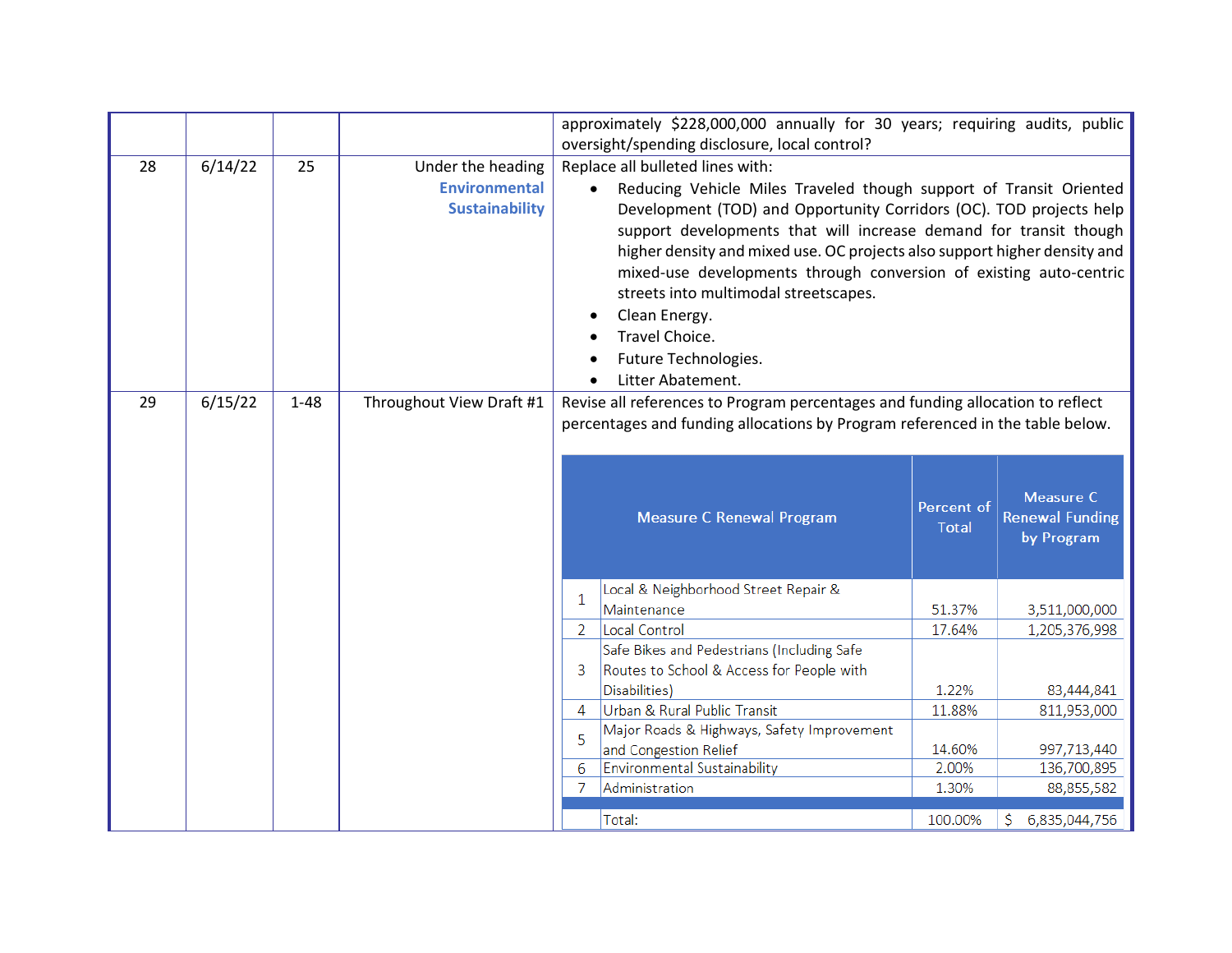| | | | | |
|---|---|---|---|---|
| | | | | approximately $228,000,000 annually for 30 years; requiring audits, public oversight/spending disclosure, local control? |
| 28 | 6/14/22 | 25 | Under the heading **Environmental Sustainability** | Replace all bulleted lines with:<br>• Reducing Vehicle Miles Traveled though support of Transit Oriented Development (TOD) and Opportunity Corridors (OC). TOD projects help support developments that will increase demand for transit though higher density and mixed use. OC projects also support higher density and mixed-use developments through conversion of existing auto-centric streets into multimodal streetscapes.<br>• Clean Energy.<br>• Travel Choice.<br>• Future Technologies.<br>• Litter Abatement. |
| 29 | 6/15/22 | 1-48 | Throughout View Draft #1 | Revise all references to Program percentages and funding allocation to reflect percentages and funding allocations by Program referenced in the table below. |

| | Measure C Renewal Program | Percent of Total | Measure C Renewal Funding by Program |
|---|---|---|---|
| 1 | Local & Neighborhood Street Repair & Maintenance | 51.37% | 3,511,000,000 |
| 2 | Local Control | 17.64% | 1,205,376,998 |
| 3 | Safe Bikes and Pedestrians (Including Safe Routes to School & Access for People with Disabilities) | 1.22% | 83,444,841 |
| 4 | Urban & Rural Public Transit | 11.88% | 811,953,000 |
| 5 | Major Roads & Highways, Safety Improvement and Congestion Relief | 14.60% | 997,713,440 |
| 6 | Environmental Sustainability | 2.00% | 136,700,895 |
| 7 | Administration | 1.30% | 88,855,582 |
| | Total: | 100.00% | $ 6,835,044,756 |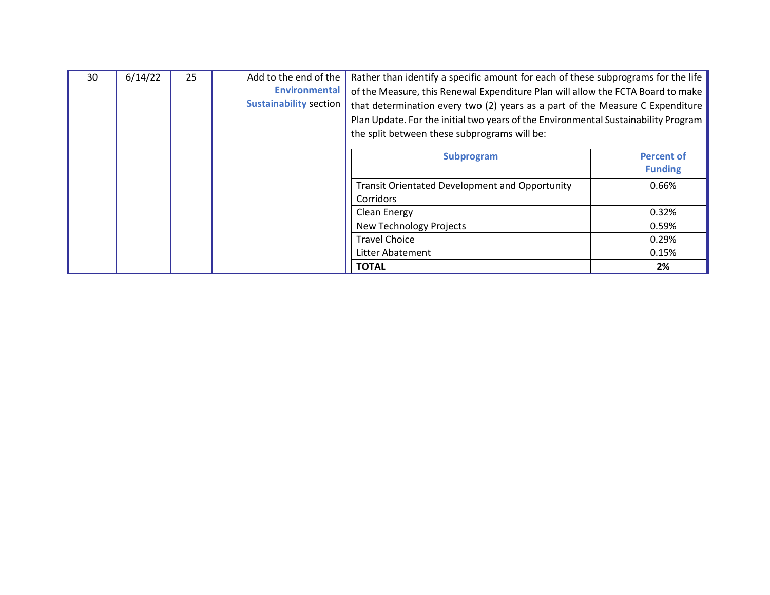| | | | | |
|---|---|---|---|---|
| 30 | 6/14/22 | 25 | Add to the end of the **Environmental Sustainability** section | Rather than identify a specific amount for each of these subprograms for the life of the Measure, this Renewal Expenditure Plan will allow the FCTA Board to make that determination every two (2) years as a part of the Measure C Expenditure Plan Update. For the initial two years of the Environmental Sustainability Program the split between these subprograms will be: |

| **Subprogram** | **Percent of Funding** |
|---|---|
| Transit Orientated Development and Opportunity Corridors | 0.66% |
| Clean Energy | 0.32% |
| New Technology Projects | 0.59% |
| Travel Choice | 0.29% |
| Litter Abatement | 0.15% |
| **TOTAL** | **2%** |